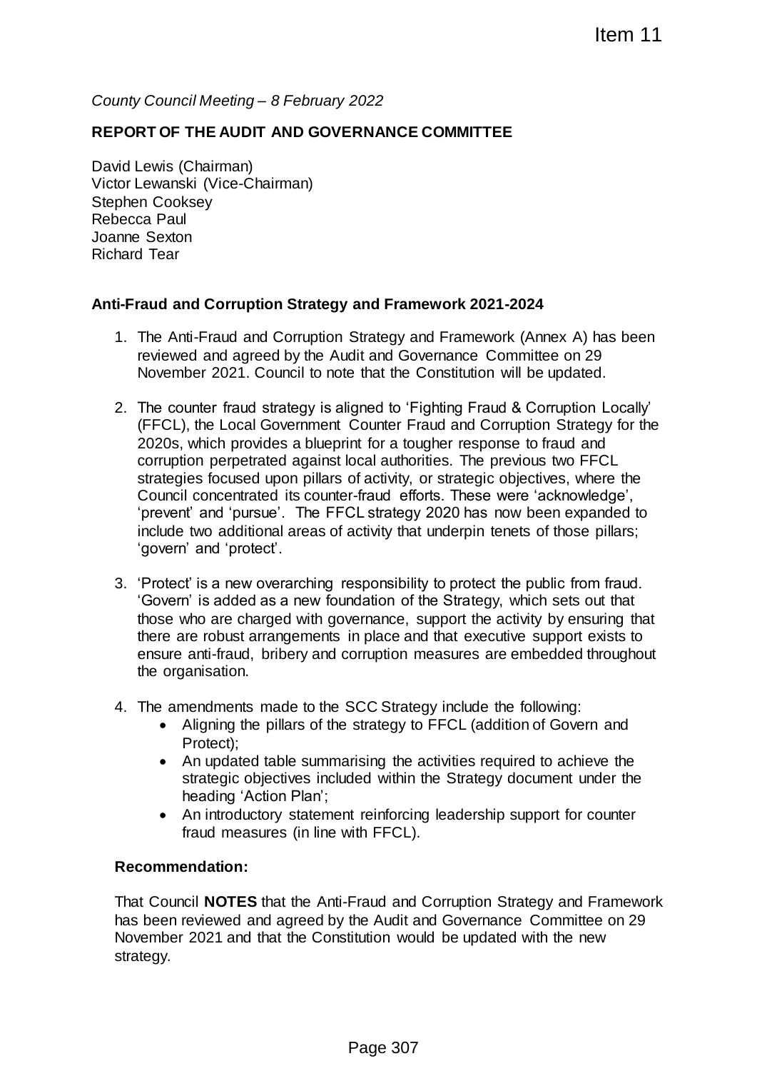Item 11

*County Council Meeting – 8 February 2022*

**REPORT OF THE AUDIT AND GOVERNANCE COMMITTEE**

David Lewis (Chairman)
Victor Lewanski (Vice-Chairman)
Stephen Cooksey
Rebecca Paul
Joanne Sexton
Richard Tear

**Anti-Fraud and Corruption Strategy and Framework 2021-2024**

1. The Anti-Fraud and Corruption Strategy and Framework (Annex A) has been reviewed and agreed by the Audit and Governance Committee on 29 November 2021. Council to note that the Constitution will be updated.

2. The counter fraud strategy is aligned to 'Fighting Fraud & Corruption Locally' (FFCL), the Local Government Counter Fraud and Corruption Strategy for the 2020s, which provides a blueprint for a tougher response to fraud and corruption perpetrated against local authorities. The previous two FFCL strategies focused upon pillars of activity, or strategic objectives, where the Council concentrated its counter-fraud efforts. These were 'acknowledge', 'prevent' and 'pursue'. The FFCL strategy 2020 has now been expanded to include two additional areas of activity that underpin tenets of those pillars; 'govern' and 'protect'.

3. 'Protect' is a new overarching responsibility to protect the public from fraud. 'Govern' is added as a new foundation of the Strategy, which sets out that those who are charged with governance, support the activity by ensuring that there are robust arrangements in place and that executive support exists to ensure anti-fraud, bribery and corruption measures are embedded throughout the organisation.

4. The amendments made to the SCC Strategy include the following:
   - Aligning the pillars of the strategy to FFCL (addition of Govern and Protect);
   - An updated table summarising the activities required to achieve the strategic objectives included within the Strategy document under the heading 'Action Plan';
   - An introductory statement reinforcing leadership support for counter fraud measures (in line with FFCL).

**Recommendation:**

That Council **NOTES** that the Anti-Fraud and Corruption Strategy and Framework has been reviewed and agreed by the Audit and Governance Committee on 29 November 2021 and that the Constitution would be updated with the new strategy.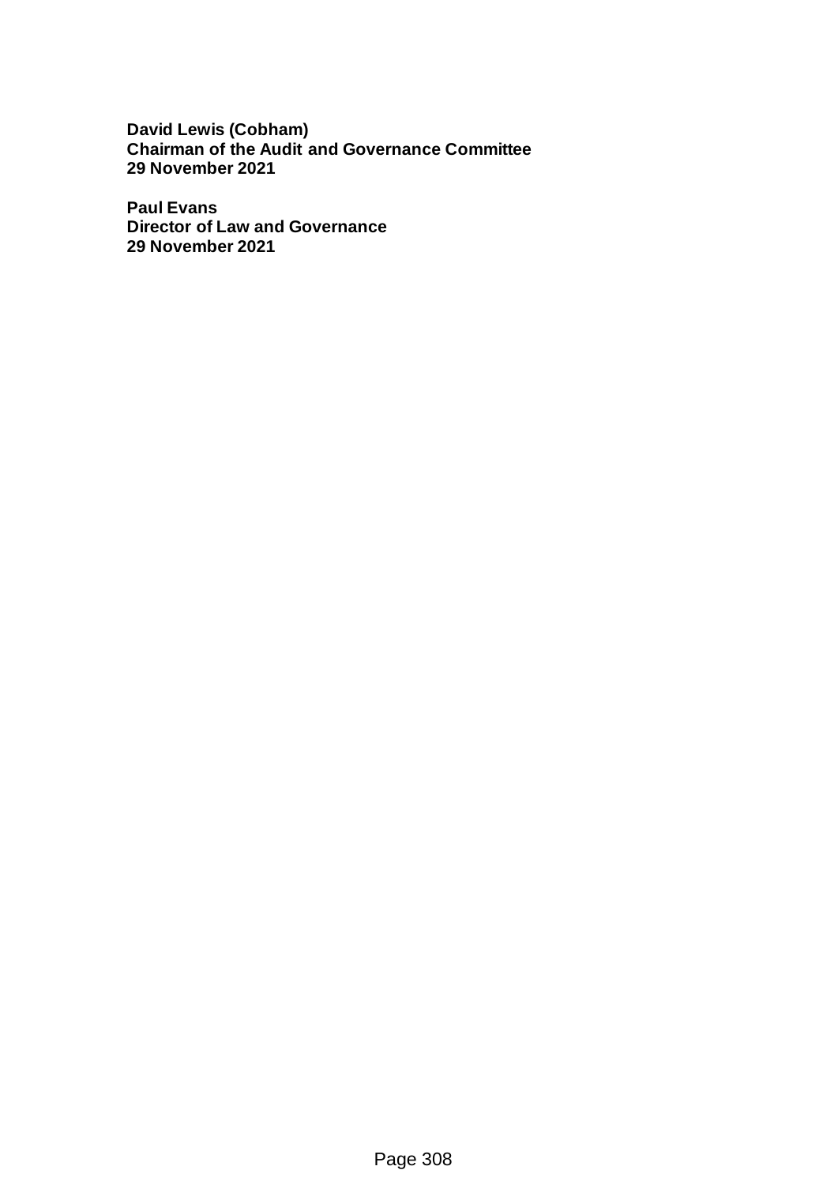**David Lewis (Cobham)**
**Chairman of the Audit and Governance Committee**
**29 November 2021**

**Paul Evans**
**Director of Law and Governance**
**29 November 2021**